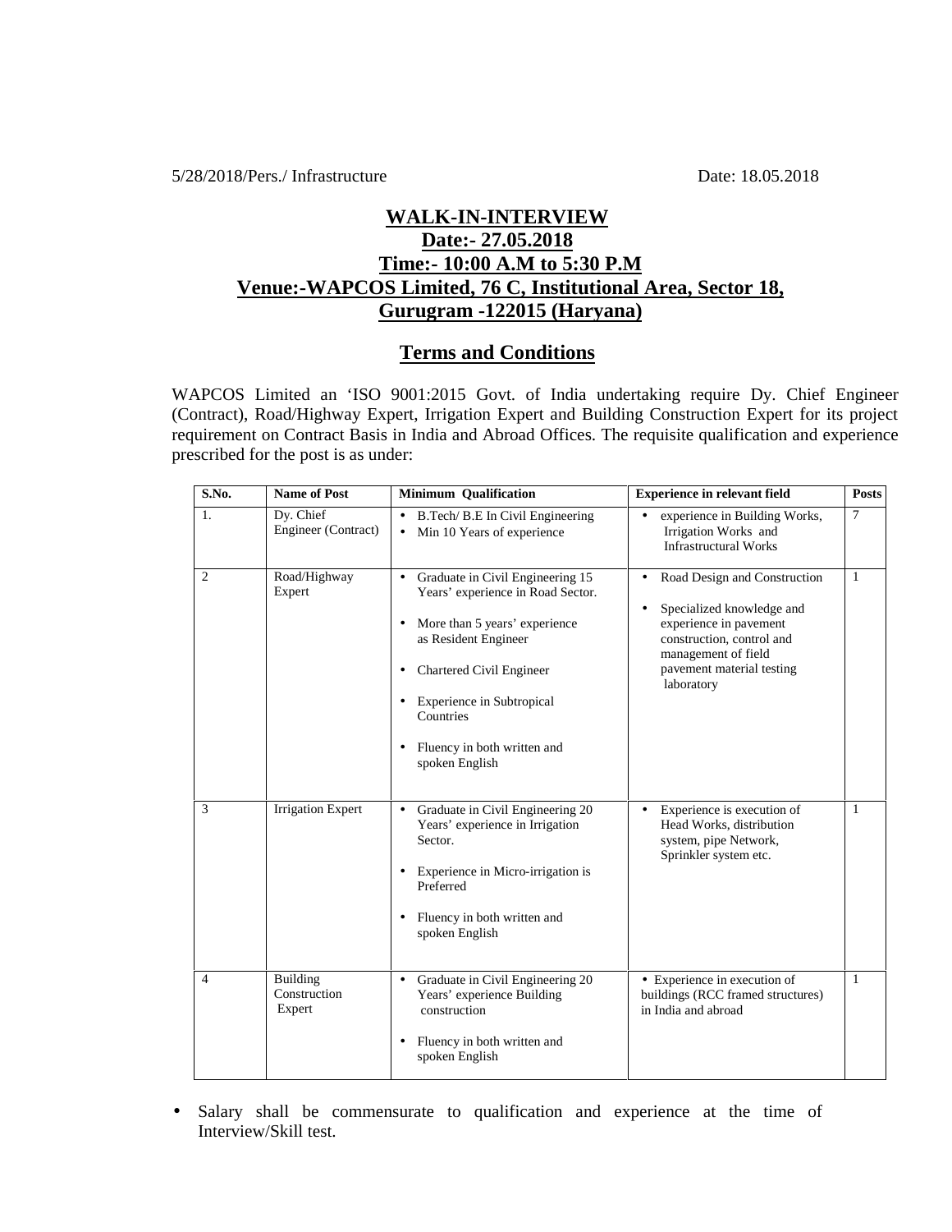5/28/2018/Pers./ Infrastructure Date: 18.05.2018

# WALK-IN-INTERVIEW

## Date:- 27.05.2018

## Time:- 10:00 A.M to 5:30 P.M

## Venue:-WAPCOS Limited, 76 C, Institutional Area, Sector 18, Gurugram -122015 (Haryana)

## Terms and Conditions

WAPCOS Limited an 'ISO 9001:2015 Govt. of India undertaking require Dy. Chief Engineer (Contract), Road/Highway Expert, Irrigation Expert and Building Construction Expert for its project requirement on Contract Basis in India and Abroad Offices. The requisite qualification and experience prescribed for the post is as under:

| S.No. | Name of Post | Minimum Qualification | Experience in relevant field | Posts |
|---|---|---|---|---|
| 1. | Dy. Chief Engineer (Contract) | • B.Tech/ B.E In Civil Engineering<br>• Min 10 Years of experience | • experience in Building Works, Irrigation Works and Infrastructural Works | 7 |
| 2 | Road/Highway Expert | • Graduate in Civil Engineering 15 Years' experience in Road Sector.<br>• More than 5 years' experience as Resident Engineer<br>• Chartered Civil Engineer<br>• Experience in Subtropical Countries<br>• Fluency in both written and spoken English | • Road Design and Construction<br>• Specialized knowledge and experience in pavement construction, control and management of field pavement material testing laboratory | 1 |
| 3 | Irrigation Expert | • Graduate in Civil Engineering 20 Years' experience in Irrigation Sector.<br>• Experience in Micro-irrigation is Preferred<br>• Fluency in both written and spoken English | • Experience is execution of Head Works, distribution system, pipe Network, Sprinkler system etc. | 1 |
| 4 | Building Construction Expert | • Graduate in Civil Engineering 20 Years' experience Building construction<br>• Fluency in both written and spoken English | • Experience in execution of buildings (RCC framed structures) in India and abroad | 1 |

- Salary shall be commensurate to qualification and experience at the time of Interview/Skill test.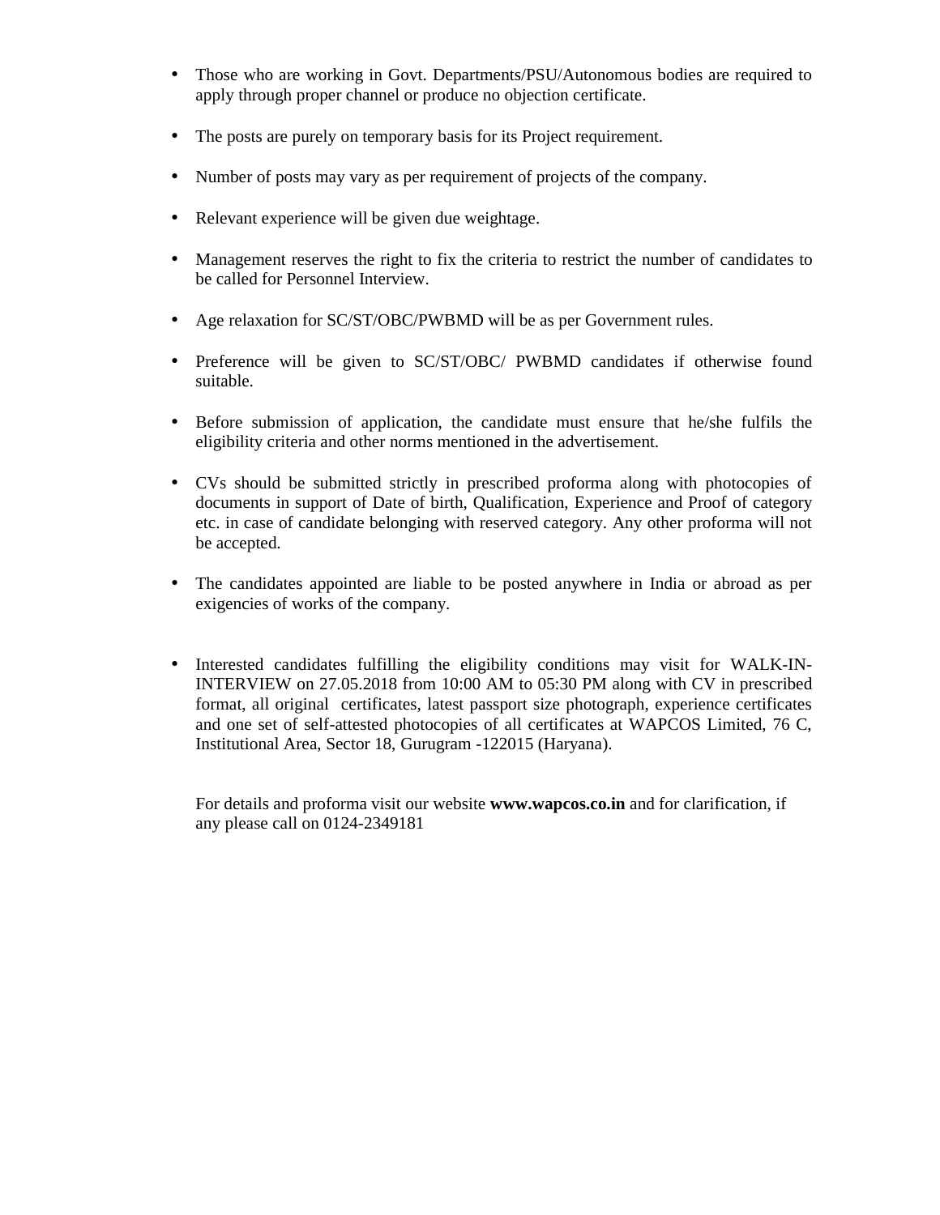- Those who are working in Govt. Departments/PSU/Autonomous bodies are required to apply through proper channel or produce no objection certificate.

- The posts are purely on temporary basis for its Project requirement.

- Number of posts may vary as per requirement of projects of the company.

- Relevant experience will be given due weightage.

- Management reserves the right to fix the criteria to restrict the number of candidates to be called for Personnel Interview.

- Age relaxation for SC/ST/OBC/PWBMD will be as per Government rules.

- Preference will be given to SC/ST/OBC/ PWBMD candidates if otherwise found suitable.

- Before submission of application, the candidate must ensure that he/she fulfils the eligibility criteria and other norms mentioned in the advertisement.

- CVs should be submitted strictly in prescribed proforma along with photocopies of documents in support of Date of birth, Qualification, Experience and Proof of category etc. in case of candidate belonging with reserved category. Any other proforma will not be accepted.

- The candidates appointed are liable to be posted anywhere in India or abroad as per exigencies of works of the company.

- Interested candidates fulfilling the eligibility conditions may visit for WALK-IN-INTERVIEW on 27.05.2018 from 10:00 AM to 05:30 PM along with CV in prescribed format, all original certificates, latest passport size photograph, experience certificates and one set of self-attested photocopies of all certificates at WAPCOS Limited, 76 C, Institutional Area, Sector 18, Gurugram -122015 (Haryana).

For details and proforma visit our website **www.wapcos.co.in** and for clarification, if any please call on 0124-2349181